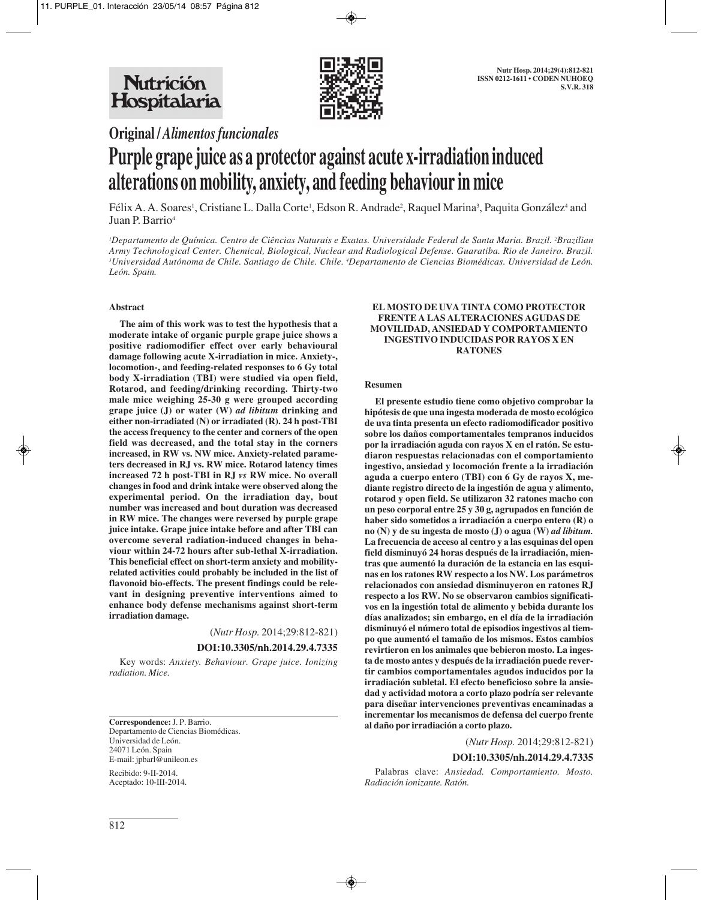Original / *Alimentos funcionales*

# Purple grape juice as a protector against acute x-irradiation induced alterations on mobility, anxiety, and feeding behaviour in mice

Félix A. A. Soares[1], Cristiane L. Dalla Corte[1], Edson R. Andrade[2], Raquel Marina[3], Paquita González[4] and Juan P. Barrio[4]

*[1]Departamento de Química. Centro de Ciências Naturais e Exatas. Universidade Federal de Santa Maria. Brazil. [2]Brazilian Army Technological Center. Chemical, Biological, Nuclear and Radiological Defense. Guaratiba. Rio de Janeiro. Brazil. [3]Universidad Autónoma de Chile. Santiago de Chile. Chile. [4]Departamento de Ciencias Biomédicas. Universidad de León. León. Spain.*

## Abstract

**The aim of this work was to test the hypothesis that a moderate intake of organic purple grape juice shows a positive radiomodifier effect over early behavioural damage following acute X-irradiation in mice. Anxiety-, locomotion-, and feeding-related responses to 6 Gy total body X-irradiation (TBI) were studied via open field, Rotarod, and feeding/drinking recording. Thirty-two male mice weighing 25-30 g were grouped according grape juice (J) or water (W) *ad libitum* drinking and either non-irradiated (N) or irradiated (R). 24 h post-TBI the access frequency to the center and corners of the open field was decreased, and the total stay in the corners increased, in RW vs. NW mice. Anxiety-related parameters decreased in RJ vs. RW mice. Rotarod latency times increased 72 h post-TBI in RJ *vs* RW mice. No overall changes in food and drink intake were observed along the experimental period. On the irradiation day, bout number was increased and bout duration was decreased in RW mice. The changes were reversed by purple grape juice intake. Grape juice intake before and after TBI can overcome several radiation-induced changes in behaviour within 24-72 hours after sub-lethal X-irradiation. This beneficial effect on short-term anxiety and mobility-related activities could probably be included in the list of flavonoid bio-effects. The present findings could be relevant in designing preventive interventions aimed to enhance body defense mechanisms against short-term irradiation damage.**

(*Nutr Hosp.* 2014;29:812-821)

**DOI:10.3305/nh.2014.29.4.7335**

Key words: *Anxiety. Behaviour. Grape juice. Ionizing radiation. Mice.*

**Correspondence:** J. P. Barrio.
Departamento de Ciencias Biomédicas.
Universidad de León.
24071 León. Spain
E-mail: jpbarl@unileon.es

Recibido: 9-II-2014.
Aceptado: 10-III-2014.

## EL MOSTO DE UVA TINTA COMO PROTECTOR FRENTE A LAS ALTERACIONES AGUDAS DE MOVILIDAD, ANSIEDAD Y COMPORTAMIENTO INGESTIVO INDUCIDAS POR RAYOS X EN RATONES

### Resumen

**El presente estudio tiene como objetivo comprobar la hipótesis de que una ingesta moderada de mosto ecológico de uva tinta presenta un efecto radiomodificador positivo sobre los daños comportamentales tempranos inducidos por la irradiación aguda con rayos X en el ratón. Se estudiaron respuestas relacionadas con el comportamiento ingestivo, ansiedad y locomoción frente a la irradiación aguda a cuerpo entero (TBI) con 6 Gy de rayos X, mediante registro directo de la ingestión de agua y alimento, rotarod y open field. Se utilizaron 32 ratones macho con un peso corporal entre 25 y 30 g, agrupados en función de haber sido sometidos a irradiación a cuerpo entero (R) o no (N) y de su ingesta de mosto (J) o agua (W) *ad libitum*. La frecuencia de acceso al centro y a las esquinas del open field disminuyó 24 horas después de la irradiación, mientras que aumentó la duración de la estancia en las esquinas en los ratones RW respecto a los NW. Los parámetros relacionados con ansiedad disminuyeron en ratones RJ respecto a los RW. No se observaron cambios significativos en la ingestión total de alimento y bebida durante los días analizados; sin embargo, en el día de la irradiación disminuyó el número total de episodios ingestivos al tiempo que aumentó el tamaño de los mismos. Estos cambios revirtieron en los animales que bebieron mosto. La ingesta de mosto antes y después de la irradiación puede revertir cambios comportamentales agudos inducidos por la irradiación subletal. El efecto beneficioso sobre la ansiedad y actividad motora a corto plazo podría ser relevante para diseñar intervenciones preventivas encaminadas a incrementar los mecanismos de defensa del cuerpo frente al daño por irradiación a corto plazo.**

(*Nutr Hosp.* 2014;29:812-821)

**DOI:10.3305/nh.2014.29.4.7335**

Palabras clave: *Ansiedad. Comportamiento. Mosto. Radiación ionizante. Ratón.*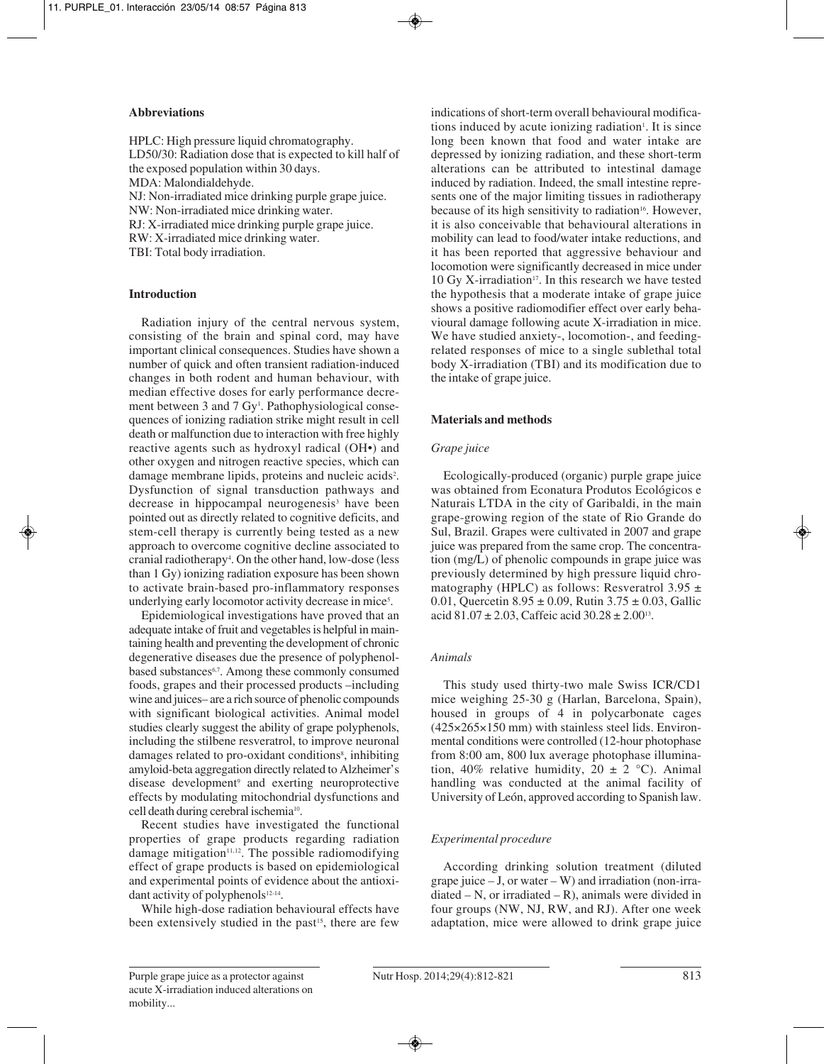## Abbreviations

HPLC: High pressure liquid chromatography.
LD50/30: Radiation dose that is expected to kill half of the exposed population within 30 days.
MDA: Malondialdehyde.
NJ: Non-irradiated mice drinking purple grape juice.
NW: Non-irradiated mice drinking water.
RJ: X-irradiated mice drinking purple grape juice.
RW: X-irradiated mice drinking water.
TBI: Total body irradiation.

## Introduction

Radiation injury of the central nervous system, consisting of the brain and spinal cord, may have important clinical consequences. Studies have shown a number of quick and often transient radiation-induced changes in both rodent and human behaviour, with median effective doses for early performance decrement between 3 and 7 Gy[1]. Pathophysiological consequences of ionizing radiation strike might result in cell death or malfunction due to interaction with free highly reactive agents such as hydroxyl radical (OH•) and other oxygen and nitrogen reactive species, which can damage membrane lipids, proteins and nucleic acids[2]. Dysfunction of signal transduction pathways and decrease in hippocampal neurogenesis[3] have been pointed out as directly related to cognitive deficits, and stem-cell therapy is currently being tested as a new approach to overcome cognitive decline associated to cranial radiotherapy[4]. On the other hand, low-dose (less than 1 Gy) ionizing radiation exposure has been shown to activate brain-based pro-inflammatory responses underlying early locomotor activity decrease in mice[5].

Epidemiological investigations have proved that an adequate intake of fruit and vegetables is helpful in maintaining health and preventing the development of chronic degenerative diseases due the presence of polyphenol-based substances[6,7]. Among these commonly consumed foods, grapes and their processed products –including wine and juices– are a rich source of phenolic compounds with significant biological activities. Animal model studies clearly suggest the ability of grape polyphenols, including the stilbene resveratrol, to improve neuronal damages related to pro-oxidant conditions[8], inhibiting amyloid-beta aggregation directly related to Alzheimer's disease development[9] and exerting neuroprotective effects by modulating mitochondrial dysfunctions and cell death during cerebral ischemia[10].

Recent studies have investigated the functional properties of grape products regarding radiation damage mitigation[11,12]. The possible radiomodifying effect of grape products is based on epidemiological and experimental points of evidence about the antioxidant activity of polyphenols[12-14].

While high-dose radiation behavioural effects have been extensively studied in the past[15], there are few indications of short-term overall behavioural modifications induced by acute ionizing radiation[1]. It is since long been known that food and water intake are depressed by ionizing radiation, and these short-term alterations can be attributed to intestinal damage induced by radiation. Indeed, the small intestine represents one of the major limiting tissues in radiotherapy because of its high sensitivity to radiation[16]. However, it is also conceivable that behavioural alterations in mobility can lead to food/water intake reductions, and it has been reported that aggressive behaviour and locomotion were significantly decreased in mice under 10 Gy X-irradiation[17]. In this research we have tested the hypothesis that a moderate intake of grape juice shows a positive radiomodifier effect over early behavioural damage following acute X-irradiation in mice. We have studied anxiety-, locomotion-, and feeding-related responses of mice to a single sublethal total body X-irradiation (TBI) and its modification due to the intake of grape juice.

## Materials and methods

### *Grape juice*

Ecologically-produced (organic) purple grape juice was obtained from Econatura Produtos Ecológicos e Naturais LTDA in the city of Garibaldi, in the main grape-growing region of the state of Rio Grande do Sul, Brazil. Grapes were cultivated in 2007 and grape juice was prepared from the same crop. The concentration (mg/L) of phenolic compounds in grape juice was previously determined by high pressure liquid chromatography (HPLC) as follows: Resveratrol $3.95 \pm 0.01$, Quercetin $8.95 \pm 0.09$, Rutin $3.75 \pm 0.03$, Gallic acid $81.07 \pm 2.03$, Caffeic acid $30.28 \pm 2.00$[13].

### *Animals*

This study used thirty-two male Swiss ICR/CD1 mice weighing 25-30 g (Harlan, Barcelona, Spain), housed in groups of 4 in polycarbonate cages (425×265×150 mm) with stainless steel lids. Environmental conditions were controlled (12-hour photophase from 8:00 am, 800 lux average photophase illumination, 40% relative humidity, $20 \pm 2$ °C). Animal handling was conducted at the animal facility of University of León, approved according to Spanish law.

### *Experimental procedure*

According drinking solution treatment (diluted grape juice – J, or water – W) and irradiation (non-irradiated – N, or irradiated – R), animals were divided in four groups (NW, NJ, RW, and RJ). After one week adaptation, mice were allowed to drink grape juice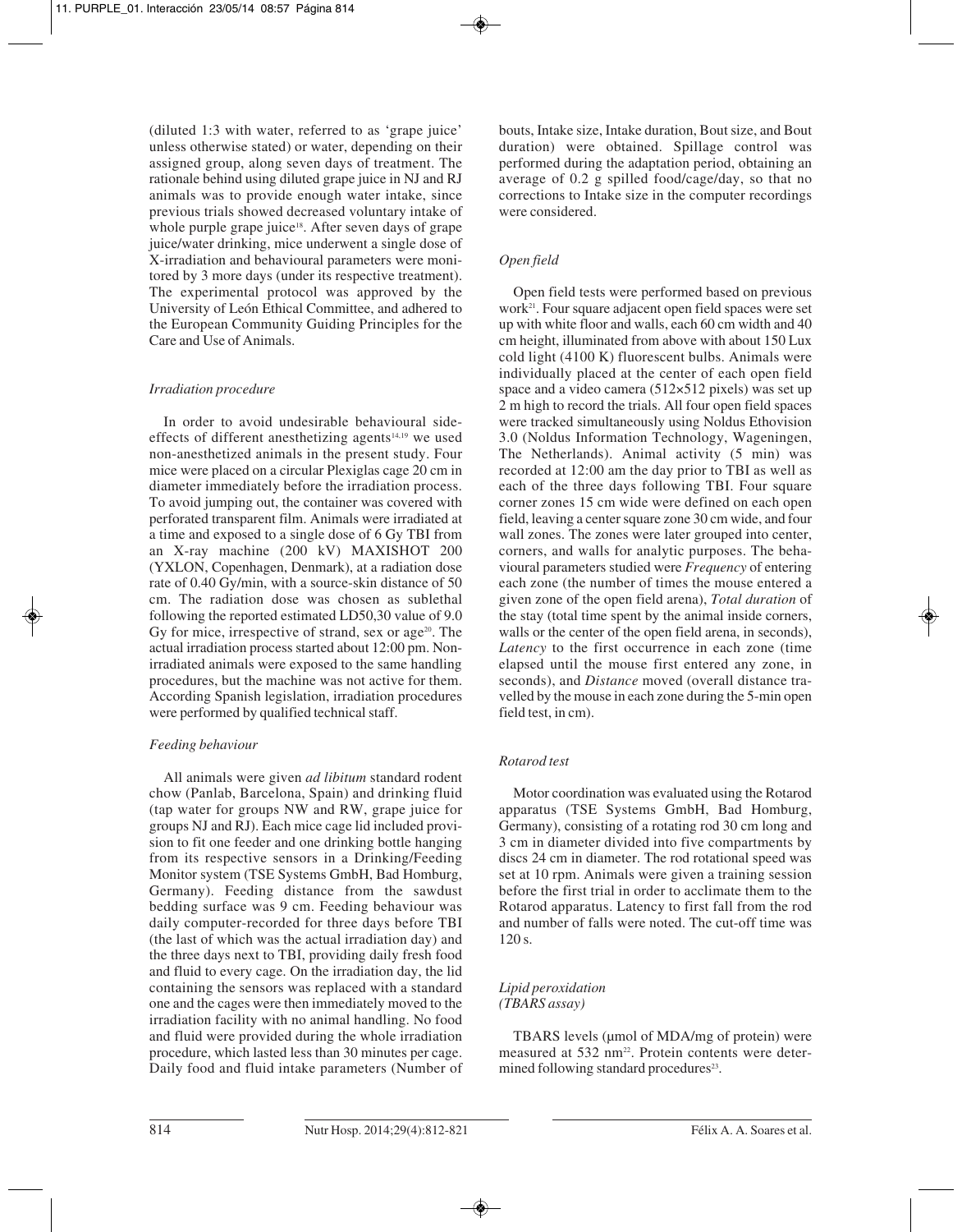(diluted 1:3 with water, referred to as 'grape juice' unless otherwise stated) or water, depending on their assigned group, along seven days of treatment. The rationale behind using diluted grape juice in NJ and RJ animals was to provide enough water intake, since previous trials showed decreased voluntary intake of whole purple grape juice[18]. After seven days of grape juice/water drinking, mice underwent a single dose of X-irradiation and behavioural parameters were monitored by 3 more days (under its respective treatment). The experimental protocol was approved by the University of León Ethical Committee, and adhered to the European Community Guiding Principles for the Care and Use of Animals.

### *Irradiation procedure*

In order to avoid undesirable behavioural side-effects of different anesthetizing agents[14,19] we used non-anesthetized animals in the present study. Four mice were placed on a circular Plexiglas cage 20 cm in diameter immediately before the irradiation process. To avoid jumping out, the container was covered with perforated transparent film. Animals were irradiated at a time and exposed to a single dose of 6 Gy TBI from an X-ray machine (200 kV) MAXISHOT 200 (YXLON, Copenhagen, Denmark), at a radiation dose rate of 0.40 Gy/min, with a source-skin distance of 50 cm. The radiation dose was chosen as sublethal following the reported estimated LD50,30 value of 9.0 Gy for mice, irrespective of strand, sex or age[20]. The actual irradiation process started about 12:00 pm. Non-irradiated animals were exposed to the same handling procedures, but the machine was not active for them. According Spanish legislation, irradiation procedures were performed by qualified technical staff.

### *Feeding behaviour*

All animals were given *ad libitum* standard rodent chow (Panlab, Barcelona, Spain) and drinking fluid (tap water for groups NW and RW, grape juice for groups NJ and RJ). Each mice cage lid included provision to fit one feeder and one drinking bottle hanging from its respective sensors in a Drinking/Feeding Monitor system (TSE Systems GmbH, Bad Homburg, Germany). Feeding distance from the sawdust bedding surface was 9 cm. Feeding behaviour was daily computer-recorded for three days before TBI (the last of which was the actual irradiation day) and the three days next to TBI, providing daily fresh food and fluid to every cage. On the irradiation day, the lid containing the sensors was replaced with a standard one and the cages were then immediately moved to the irradiation facility with no animal handling. No food and fluid were provided during the whole irradiation procedure, which lasted less than 30 minutes per cage. Daily food and fluid intake parameters (Number of bouts, Intake size, Intake duration, Bout size, and Bout duration) were obtained. Spillage control was performed during the adaptation period, obtaining an average of 0.2 g spilled food/cage/day, so that no corrections to Intake size in the computer recordings were considered.

### *Open field*

Open field tests were performed based on previous work[21]. Four square adjacent open field spaces were set up with white floor and walls, each 60 cm width and 40 cm height, illuminated from above with about 150 Lux cold light (4100 K) fluorescent bulbs. Animals were individually placed at the center of each open field space and a video camera (512×512 pixels) was set up 2 m high to record the trials. All four open field spaces were tracked simultaneously using Noldus Ethovision 3.0 (Noldus Information Technology, Wageningen, The Netherlands). Animal activity (5 min) was recorded at 12:00 am the day prior to TBI as well as each of the three days following TBI. Four square corner zones 15 cm wide were defined on each open field, leaving a center square zone 30 cm wide, and four wall zones. The zones were later grouped into center, corners, and walls for analytic purposes. The behavioural parameters studied were *Frequency* of entering each zone (the number of times the mouse entered a given zone of the open field arena), *Total duration* of the stay (total time spent by the animal inside corners, walls or the center of the open field arena, in seconds), *Latency* to the first occurrence in each zone (time elapsed until the mouse first entered any zone, in seconds), and *Distance* moved (overall distance travelled by the mouse in each zone during the 5-min open field test, in cm).

### *Rotarod test*

Motor coordination was evaluated using the Rotarod apparatus (TSE Systems GmbH, Bad Homburg, Germany), consisting of a rotating rod 30 cm long and 3 cm in diameter divided into five compartments by discs 24 cm in diameter. The rod rotational speed was set at 10 rpm. Animals were given a training session before the first trial in order to acclimate them to the Rotarod apparatus. Latency to first fall from the rod and number of falls were noted. The cut-off time was 120 s.

### *Lipid peroxidation (TBARS assay)*

TBARS levels (μmol of MDA/mg of protein) were measured at 532 nm[22]. Protein contents were determined following standard procedures[23].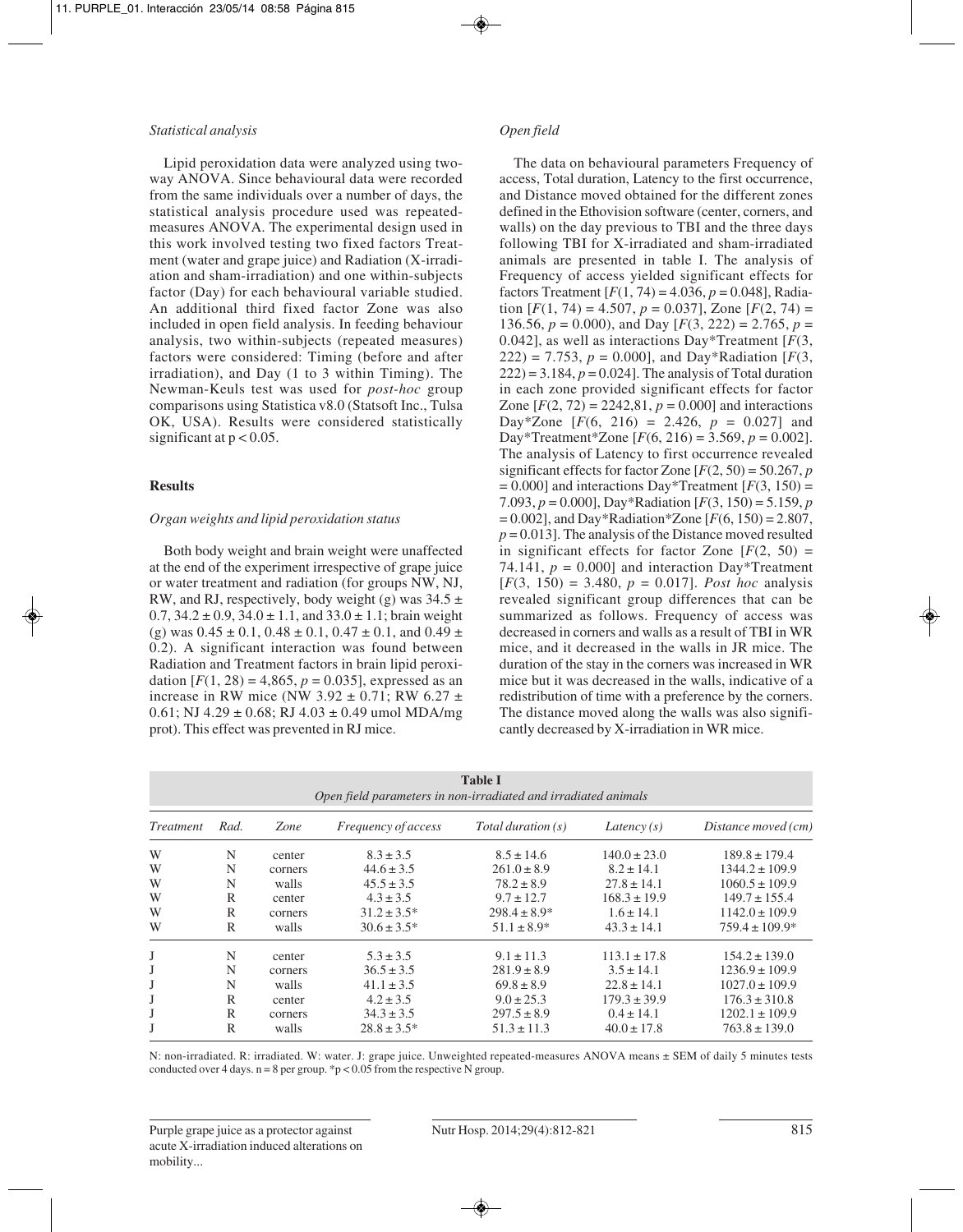*Statistical analysis*

Lipid peroxidation data were analyzed using two-way ANOVA. Since behavioural data were recorded from the same individuals over a number of days, the statistical analysis procedure used was repeated-measures ANOVA. The experimental design used in this work involved testing two fixed factors Treatment (water and grape juice) and Radiation (X-irradiation and sham-irradiation) and one within-subjects factor (Day) for each behavioural variable studied. An additional third fixed factor Zone was also included in open field analysis. In feeding behaviour analysis, two within-subjects (repeated measures) factors were considered: Timing (before and after irradiation), and Day (1 to 3 within Timing). The Newman-Keuls test was used for *post-hoc* group comparisons using Statistica v8.0 (Statsoft Inc., Tulsa OK, USA). Results were considered statistically significant at $p < 0.05$.

## Results

*Organ weights and lipid peroxidation status*

Both body weight and brain weight were unaffected at the end of the experiment irrespective of grape juice or water treatment and radiation (for groups NW, NJ, RW, and RJ, respectively, body weight (g) was 34.5 ± 0.7, 34.2 ± 0.9, 34.0 ± 1.1, and 33.0 ± 1.1; brain weight (g) was 0.45 ± 0.1, 0.48 ± 0.1, 0.47 ± 0.1, and 0.49 ± 0.2). A significant interaction was found between Radiation and Treatment factors in brain lipid peroxidation [$F(1, 28) = 4{,}865$, $p = 0.035$], expressed as an increase in RW mice (NW 3.92 ± 0.71; RW 6.27 ± 0.61; NJ 4.29 ± 0.68; RJ 4.03 ± 0.49 umol MDA/mg prot). This effect was prevented in RJ mice.

*Open field*

The data on behavioural parameters Frequency of access, Total duration, Latency to the first occurrence, and Distance moved obtained for the different zones defined in the Ethovision software (center, corners, and walls) on the day previous to TBI and the three days following TBI for X-irradiated and sham-irradiated animals are presented in table I. The analysis of Frequency of access yielded significant effects for factors Treatment [$F(1, 74) = 4.036$, $p = 0.048$], Radiation [$F(1, 74) = 4.507$, $p = 0.037$], Zone [$F(2, 74) = 136.56$, $p = 0.000$), and Day [$F(3, 222) = 2.765$, $p = 0.042$], as well as interactions Day*Treatment [$F(3, 222) = 7.753$, $p = 0.000$], and Day*Radiation [$F(3, 222) = 3.184$, $p = 0.024$]. The analysis of Total duration in each zone provided significant effects for factor Zone [$F(2, 72) = 2242{,}81$, $p = 0.000$] and interactions Day*Zone [$F(6, 216) = 2.426$, $p = 0.027$] and Day*Treatment*Zone [$F(6, 216) = 3.569$, $p = 0.002$]. The analysis of Latency to first occurrence revealed significant effects for factor Zone [$F(2, 50) = 50.267$, $p = 0.000$] and interactions Day*Treatment [$F(3, 150) = 7.093$, $p = 0.000$], Day*Radiation [$F(3, 150) = 5.159$, $p = 0.002$], and Day*Radiation*Zone [$F(6, 150) = 2.807$, $p = 0.013$]. The analysis of the Distance moved resulted in significant effects for factor Zone [$F(2, 50) = 74.141$, $p = 0.000$] and interaction Day*Treatment [$F(3, 150) = 3.480$, $p = 0.017$]. *Post hoc* analysis revealed significant group differences that can be summarized as follows. Frequency of access was decreased in corners and walls as a result of TBI in WR mice, and it decreased in the walls in JR mice. The duration of the stay in the corners was increased in WR mice but it was decreased in the walls, indicative of a redistribution of time with a preference by the corners. The distance moved along the walls was also significantly decreased by X-irradiation in WR mice.

**Table I**
*Open field parameters in non-irradiated and irradiated animals*

| *Treatment* | *Rad.* | *Zone* | *Frequency of access* | *Total duration (s)* | *Latency (s)* | *Distance moved (cm)* |
|---|---|---|---|---|---|---|
| W | N | center | 8.3 ± 3.5 | 8.5 ± 14.6 | 140.0 ± 23.0 | 189.8 ± 179.4 |
| W | N | corners | 44.6 ± 3.5 | 261.0 ± 8.9 | 8.2 ± 14.1 | 1344.2 ± 109.9 |
| W | N | walls | 45.5 ± 3.5 | 78.2 ± 8.9 | 27.8 ± 14.1 | 1060.5 ± 109.9 |
| W | R | center | 4.3 ± 3.5 | 9.7 ± 12.7 | 168.3 ± 19.9 | 149.7 ± 155.4 |
| W | R | corners | 31.2 ± 3.5* | 298.4 ± 8.9* | 1.6 ± 14.1 | 1142.0 ± 109.9 |
| W | R | walls | 30.6 ± 3.5* | 51.1 ± 8.9* | 43.3 ± 14.1 | 759.4 ± 109.9* |
| J | N | center | 5.3 ± 3.5 | 9.1 ± 11.3 | 113.1 ± 17.8 | 154.2 ± 139.0 |
| J | N | corners | 36.5 ± 3.5 | 281.9 ± 8.9 | 3.5 ± 14.1 | 1236.9 ± 109.9 |
| J | N | walls | 41.1 ± 3.5 | 69.8 ± 8.9 | 22.8 ± 14.1 | 1027.0 ± 109.9 |
| J | R | center | 4.2 ± 3.5 | 9.0 ± 25.3 | 179.3 ± 39.9 | 176.3 ± 310.8 |
| J | R | corners | 34.3 ± 3.5 | 297.5 ± 8.9 | 0.4 ± 14.1 | 1202.1 ± 109.9 |
| J | R | walls | 28.8 ± 3.5* | 51.3 ± 11.3 | 40.0 ± 17.8 | 763.8 ± 139.0 |

N: non-irradiated. R: irradiated. W: water. J: grape juice. Unweighted repeated-measures ANOVA means ± SEM of daily 5 minutes tests conducted over 4 days. n = 8 per group. *$p < 0.05$ from the respective N group.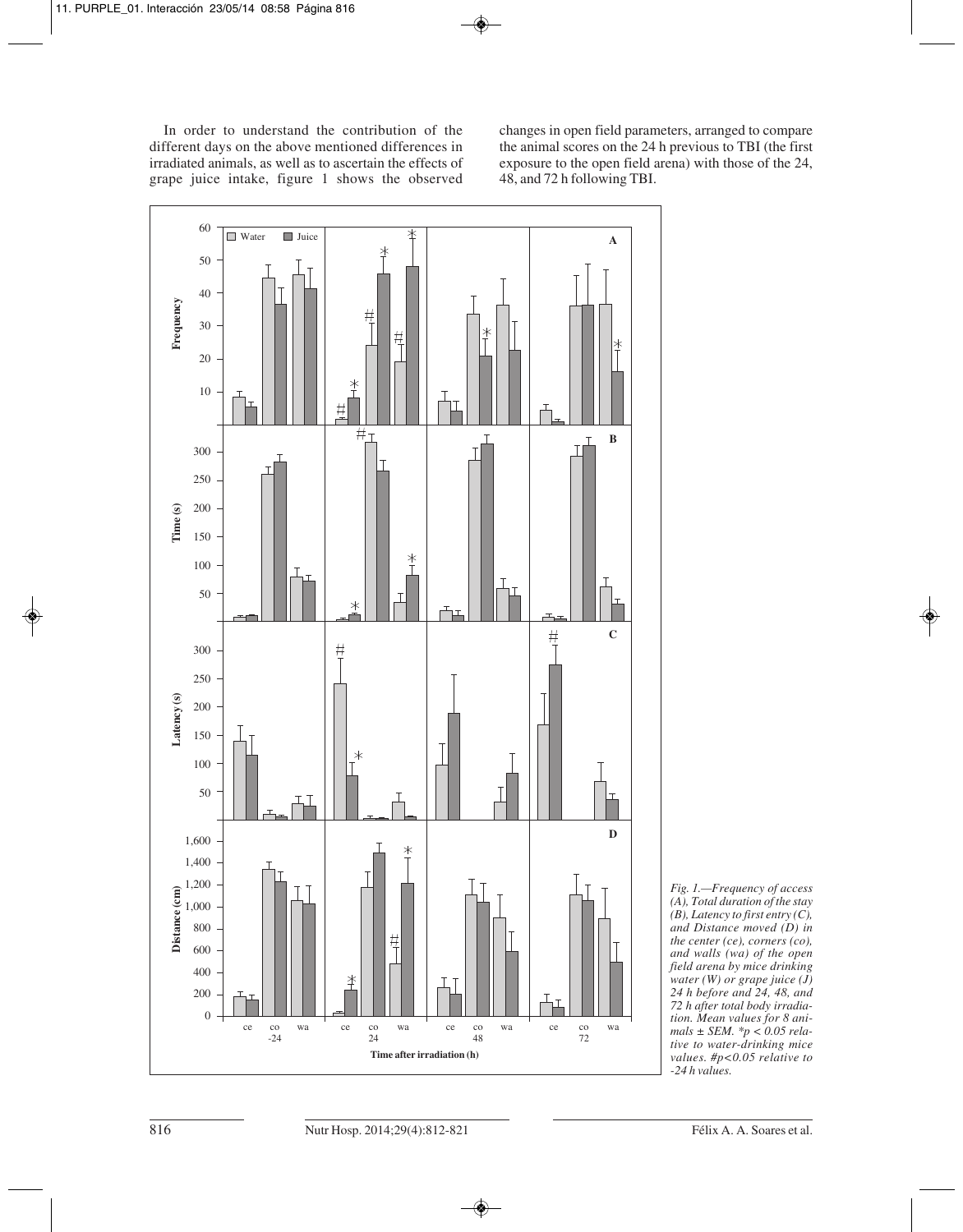In order to understand the contribution of the different days on the above mentioned differences in irradiated animals, as well as to ascertain the effects of grape juice intake, figure 1 shows the observed changes in open field parameters, arranged to compare the animal scores on the 24 h previous to TBI (the first exposure to the open field arena) with those of the 24, 48, and 72 h following TBI.

*Fig. 1.—Frequency of access (A), Total duration of the stay (B), Latency to first entry (C), and Distance moved (D) in the center (ce), corners (co), and walls (wa) of the open field arena by mice drinking water (W) or grape juice (J) 24 h before and 24, 48, and 72 h after total body irradiation. Mean values for 8 animals ± SEM. *p < 0.05 relative to water-drinking mice values. #p<0.05 relative to -24 h values.*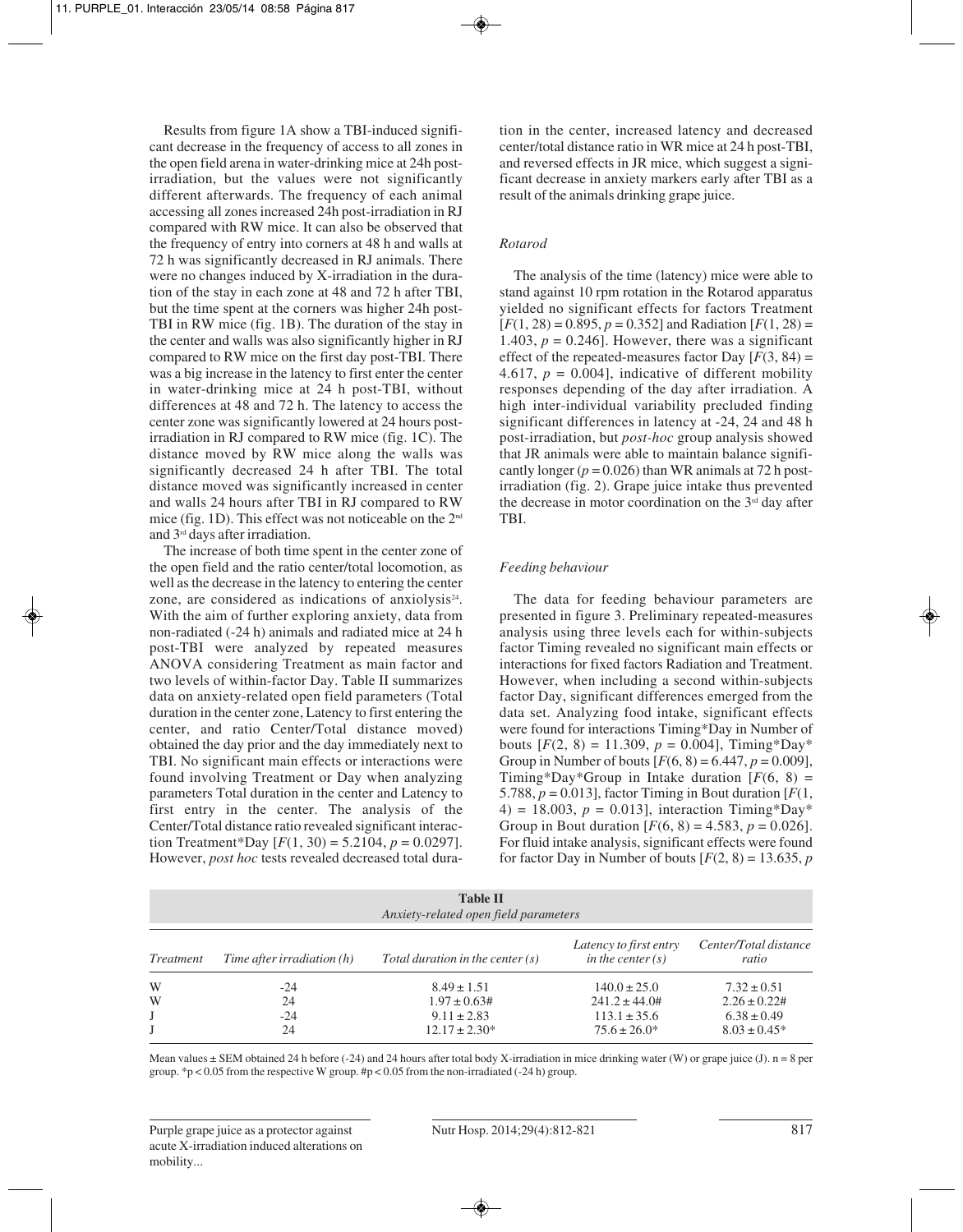Results from figure 1A show a TBI-induced significant decrease in the frequency of access to all zones in the open field arena in water-drinking mice at 24h post-irradiation, but the values were not significantly different afterwards. The frequency of each animal accessing all zones increased 24h post-irradiation in RJ compared with RW mice. It can also be observed that the frequency of entry into corners at 48 h and walls at 72 h was significantly decreased in RJ animals. There were no changes induced by X-irradiation in the duration of the stay in each zone at 48 and 72 h after TBI, but the time spent at the corners was higher 24h post-TBI in RW mice (fig. 1B). The duration of the stay in the center and walls was also significantly higher in RJ compared to RW mice on the first day post-TBI. There was a big increase in the latency to first enter the center in water-drinking mice at 24 h post-TBI, without differences at 48 and 72 h. The latency to access the center zone was significantly lowered at 24 hours post-irradiation in RJ compared to RW mice (fig. 1C). The distance moved by RW mice along the walls was significantly decreased 24 h after TBI. The total distance moved was significantly increased in center and walls 24 hours after TBI in RJ compared to RW mice (fig. 1D). This effect was not noticeable on the 2nd and 3rd days after irradiation.

The increase of both time spent in the center zone of the open field and the ratio center/total locomotion, as well as the decrease in the latency to entering the center zone, are considered as indications of anxiolysis[24]. With the aim of further exploring anxiety, data from non-radiated (-24 h) animals and radiated mice at 24 h post-TBI were analyzed by repeated measures ANOVA considering Treatment as main factor and two levels of within-factor Day. Table II summarizes data on anxiety-related open field parameters (Total duration in the center zone, Latency to first entering the center, and ratio Center/Total distance moved) obtained the day prior and the day immediately next to TBI. No significant main effects or interactions were found involving Treatment or Day when analyzing parameters Total duration in the center and Latency to first entry in the center. The analysis of the Center/Total distance ratio revealed significant interaction Treatment*Day [$F(1, 30) = 5.2104$, $p = 0.0297$]. However, *post hoc* tests revealed decreased total duration in the center, increased latency and decreased center/total distance ratio in WR mice at 24 h post-TBI, and reversed effects in JR mice, which suggest a significant decrease in anxiety markers early after TBI as a result of the animals drinking grape juice.

### *Rotarod*

The analysis of the time (latency) mice were able to stand against 10 rpm rotation in the Rotarod apparatus yielded no significant effects for factors Treatment [$F(1, 28) = 0.895$, $p = 0.352$] and Radiation [$F(1, 28) = 1.403$, $p = 0.246$]. However, there was a significant effect of the repeated-measures factor Day [$F(3, 84) = 4.617$, $p = 0.004$], indicative of different mobility responses depending of the day after irradiation. A high inter-individual variability precluded finding significant differences in latency at -24, 24 and 48 h post-irradiation, but *post-hoc* group analysis showed that JR animals were able to maintain balance significantly longer ($p = 0.026$) than WR animals at 72 h post-irradiation (fig. 2). Grape juice intake thus prevented the decrease in motor coordination on the 3rd day after TBI.

### *Feeding behaviour*

The data for feeding behaviour parameters are presented in figure 3. Preliminary repeated-measures analysis using three levels each for within-subjects factor Timing revealed no significant main effects or interactions for fixed factors Radiation and Treatment. However, when including a second within-subjects factor Day, significant differences emerged from the data set. Analyzing food intake, significant effects were found for interactions Timing*Day in Number of bouts [$F(2, 8) = 11.309$, $p = 0.004$], Timing*Day*Group in Number of bouts [$F(6, 8) = 6.447$, $p = 0.009$], Timing*Day*Group in Intake duration [$F(6, 8) = 5.788$, $p = 0.013$], factor Timing in Bout duration [$F(1, 4) = 18.003$, $p = 0.013$], interaction Timing*Day*Group in Bout duration [$F(6, 8) = 4.583$, $p = 0.026$]. For fluid intake analysis, significant effects were found for factor Day in Number of bouts [$F(2, 8) = 13.635$, $p$

**Table II**
*Anxiety-related open field parameters*

| *Treatment* | *Time after irradiation (h)* | *Total duration in the center (s)* | *Latency to first entry in the center (s)* | *Center/Total distance ratio* |
|---|---|---|---|---|
| W | -24 | 8.49 ± 1.51 | 140.0 ± 25.0 | 7.32 ± 0.51 |
| W | 24 | 1.97 ± 0.63# | 241.2 ± 44.0# | 2.26 ± 0.22# |
| J | -24 | 9.11 ± 2.83 | 113.1 ± 35.6 | 6.38 ± 0.49 |
| J | 24 | 12.17 ± 2.30* | 75.6 ± 26.0* | 8.03 ± 0.45* |

Mean values ± SEM obtained 24 h before (-24) and 24 hours after total body X-irradiation in mice drinking water (W) or grape juice (J). n = 8 per group. *p < 0.05 from the respective W group. #p < 0.05 from the non-irradiated (-24 h) group.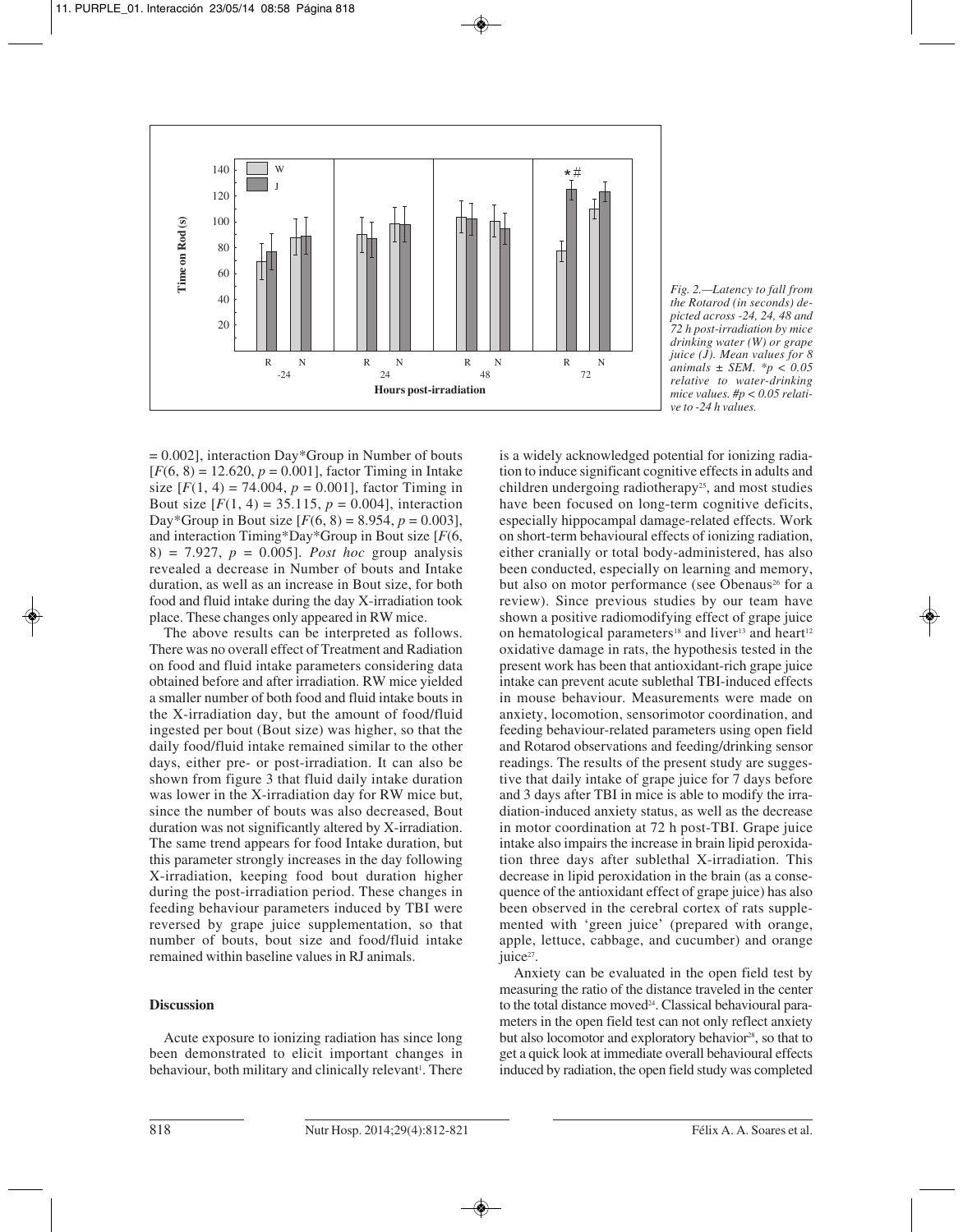Fig. 2.—Latency to fall from the Rotarod (in seconds) depicted across -24, 24, 48 and 72 h post-irradiation by mice drinking water (W) or grape juice (J). Mean values for 8 animals ± SEM. *$p < 0.05$ relative to water-drinking mice values. #$p < 0.05$ relative to -24 h values.

= 0.002], interaction Day*Group in Number of bouts [$F(6, 8) = 12.620$, $p = 0.001$], factor Timing in Intake size [$F(1, 4) = 74.004$, $p = 0.001$], factor Timing in Bout size [$F(1, 4) = 35.115$, $p = 0.004$], interaction Day*Group in Bout size [$F(6, 8) = 8.954$, $p = 0.003$], and interaction Timing*Day*Group in Bout size [$F(6, 8) = 7.927$, $p = 0.005$]. *Post hoc* group analysis revealed a decrease in Number of bouts and Intake duration, as well as an increase in Bout size, for both food and fluid intake during the day X-irradiation took place. These changes only appeared in RW mice.

The above results can be interpreted as follows. There was no overall effect of Treatment and Radiation on food and fluid intake parameters considering data obtained before and after irradiation. RW mice yielded a smaller number of both food and fluid intake bouts in the X-irradiation day, but the amount of food/fluid ingested per bout (Bout size) was higher, so that the daily food/fluid intake remained similar to the other days, either pre- or post-irradiation. It can also be shown from figure 3 that fluid daily intake duration was lower in the X-irradiation day for RW mice but, since the number of bouts was also decreased, Bout duration was not significantly altered by X-irradiation. The same trend appears for food Intake duration, but this parameter strongly increases in the day following X-irradiation, keeping food bout duration higher during the post-irradiation period. These changes in feeding behaviour parameters induced by TBI were reversed by grape juice supplementation, so that number of bouts, bout size and food/fluid intake remained within baseline values in RJ animals.

## Discussion

Acute exposure to ionizing radiation has since long been demonstrated to elicit important changes in behaviour, both military and clinically relevant[1]. There is a widely acknowledged potential for ionizing radiation to induce significant cognitive effects in adults and children undergoing radiotherapy[25], and most studies have been focused on long-term cognitive deficits, especially hippocampal damage-related effects. Work on short-term behavioural effects of ionizing radiation, either cranially or total body-administered, has also been conducted, especially on learning and memory, but also on motor performance (see Obenaus[26] for a review). Since previous studies by our team have shown a positive radiomodifying effect of grape juice on hematological parameters[18] and liver[13] and heart[12] oxidative damage in rats, the hypothesis tested in the present work has been that antioxidant-rich grape juice intake can prevent acute sublethal TBI-induced effects in mouse behaviour. Measurements were made on anxiety, locomotion, sensorimotor coordination, and feeding behaviour-related parameters using open field and Rotarod observations and feeding/drinking sensor readings. The results of the present study are suggestive that daily intake of grape juice for 7 days before and 3 days after TBI in mice is able to modify the irradiation-induced anxiety status, as well as the decrease in motor coordination at 72 h post-TBI. Grape juice intake also impairs the increase in brain lipid peroxidation three days after sublethal X-irradiation. This decrease in lipid peroxidation in the brain (as a consequence of the antioxidant effect of grape juice) has also been observed in the cerebral cortex of rats supplemented with 'green juice' (prepared with orange, apple, lettuce, cabbage, and cucumber) and orange juice[27].

Anxiety can be evaluated in the open field test by measuring the ratio of the distance traveled in the center to the total distance moved[24]. Classical behavioural parameters in the open field test can not only reflect anxiety but also locomotor and exploratory behavior[28], so that to get a quick look at immediate overall behavioural effects induced by radiation, the open field study was completed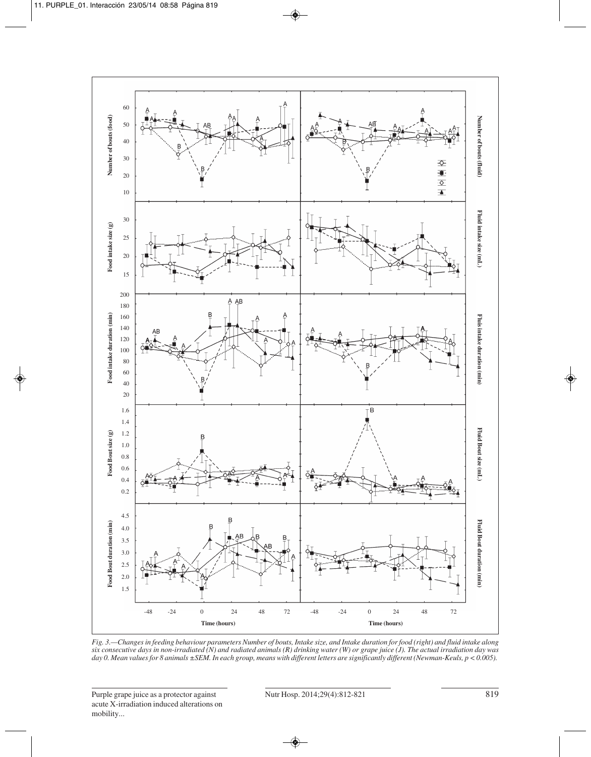*Fig. 3.—Changes in feeding behaviour parameters Number of bouts, Intake size, and Intake duration for food (right) and fluid intake along six consecutive days in non-irradiated (N) and radiated animals (R) drinking water (W) or grape juice (J). The actual irradiation day was day 0. Mean values for 8 animals ±SEM. In each group, means with different letters are significantly different (Newman-Keuls, p < 0.005).*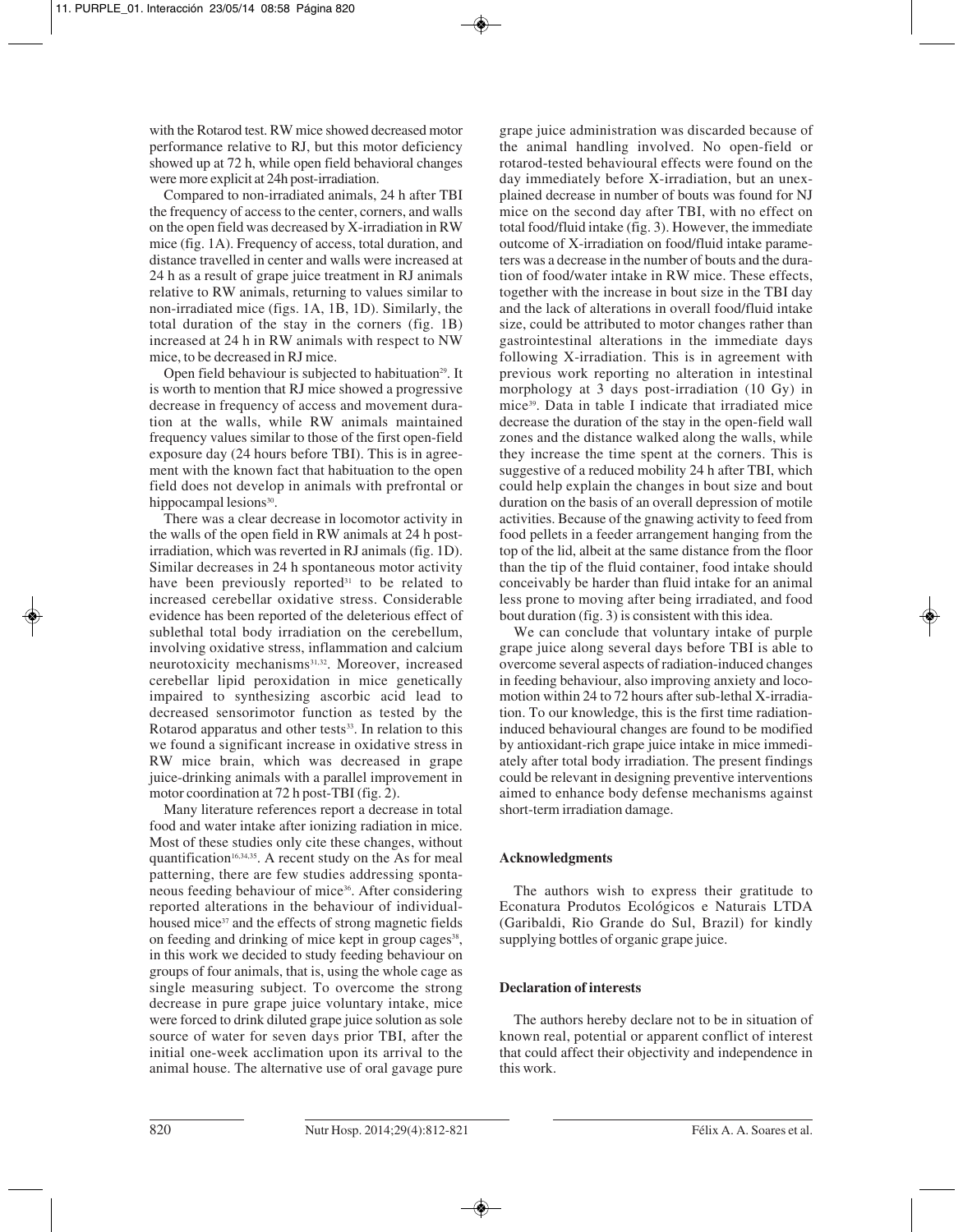with the Rotarod test. RW mice showed decreased motor performance relative to RJ, but this motor deficiency showed up at 72 h, while open field behavioral changes were more explicit at 24h post-irradiation.

Compared to non-irradiated animals, 24 h after TBI the frequency of access to the center, corners, and walls on the open field was decreased by X-irradiation in RW mice (fig. 1A). Frequency of access, total duration, and distance travelled in center and walls were increased at 24 h as a result of grape juice treatment in RJ animals relative to RW animals, returning to values similar to non-irradiated mice (figs. 1A, 1B, 1D). Similarly, the total duration of the stay in the corners (fig. 1B) increased at 24 h in RW animals with respect to NW mice, to be decreased in RJ mice.

Open field behaviour is subjected to habituation[29]. It is worth to mention that RJ mice showed a progressive decrease in frequency of access and movement duration at the walls, while RW animals maintained frequency values similar to those of the first open-field exposure day (24 hours before TBI). This is in agreement with the known fact that habituation to the open field does not develop in animals with prefrontal or hippocampal lesions[30].

There was a clear decrease in locomotor activity in the walls of the open field in RW animals at 24 h post-irradiation, which was reverted in RJ animals (fig. 1D). Similar decreases in 24 h spontaneous motor activity have been previously reported[31] to be related to increased cerebellar oxidative stress. Considerable evidence has been reported of the deleterious effect of sublethal total body irradiation on the cerebellum, involving oxidative stress, inflammation and calcium neurotoxicity mechanisms[31,32]. Moreover, increased cerebellar lipid peroxidation in mice genetically impaired to synthesizing ascorbic acid lead to decreased sensorimotor function as tested by the Rotarod apparatus and other tests[33]. In relation to this we found a significant increase in oxidative stress in RW mice brain, which was decreased in grape juice-drinking animals with a parallel improvement in motor coordination at 72 h post-TBI (fig. 2).

Many literature references report a decrease in total food and water intake after ionizing radiation in mice. Most of these studies only cite these changes, without quantification[16,34,35]. A recent study on the As for meal patterning, there are few studies addressing spontaneous feeding behaviour of mice[36]. After considering reported alterations in the behaviour of individual-housed mice[37] and the effects of strong magnetic fields on feeding and drinking of mice kept in group cages[38], in this work we decided to study feeding behaviour on groups of four animals, that is, using the whole cage as single measuring subject. To overcome the strong decrease in pure grape juice voluntary intake, mice were forced to drink diluted grape juice solution as sole source of water for seven days prior TBI, after the initial one-week acclimation upon its arrival to the animal house. The alternative use of oral gavage pure grape juice administration was discarded because of the animal handling involved. No open-field or rotarod-tested behavioural effects were found on the day immediately before X-irradiation, but an unexplained decrease in number of bouts was found for NJ mice on the second day after TBI, with no effect on total food/fluid intake (fig. 3). However, the immediate outcome of X-irradiation on food/fluid intake parameters was a decrease in the number of bouts and the duration of food/water intake in RW mice. These effects, together with the increase in bout size in the TBI day and the lack of alterations in overall food/fluid intake size, could be attributed to motor changes rather than gastrointestinal alterations in the immediate days following X-irradiation. This is in agreement with previous work reporting no alteration in intestinal morphology at 3 days post-irradiation (10 Gy) in mice[39]. Data in table I indicate that irradiated mice decrease the duration of the stay in the open-field wall zones and the distance walked along the walls, while they increase the time spent at the corners. This is suggestive of a reduced mobility 24 h after TBI, which could help explain the changes in bout size and bout duration on the basis of an overall depression of motile activities. Because of the gnawing activity to feed from food pellets in a feeder arrangement hanging from the top of the lid, albeit at the same distance from the floor than the tip of the fluid container, food intake should conceivably be harder than fluid intake for an animal less prone to moving after being irradiated, and food bout duration (fig. 3) is consistent with this idea.

We can conclude that voluntary intake of purple grape juice along several days before TBI is able to overcome several aspects of radiation-induced changes in feeding behaviour, also improving anxiety and locomotion within 24 to 72 hours after sub-lethal X-irradiation. To our knowledge, this is the first time radiation-induced behavioural changes are found to be modified by antioxidant-rich grape juice intake in mice immediately after total body irradiation. The present findings could be relevant in designing preventive interventions aimed to enhance body defense mechanisms against short-term irradiation damage.

## Acknowledgments

The authors wish to express their gratitude to Econatura Produtos Ecológicos e Naturais LTDA (Garibaldi, Rio Grande do Sul, Brazil) for kindly supplying bottles of organic grape juice.

## Declaration of interests

The authors hereby declare not to be in situation of known real, potential or apparent conflict of interest that could affect their objectivity and independence in this work.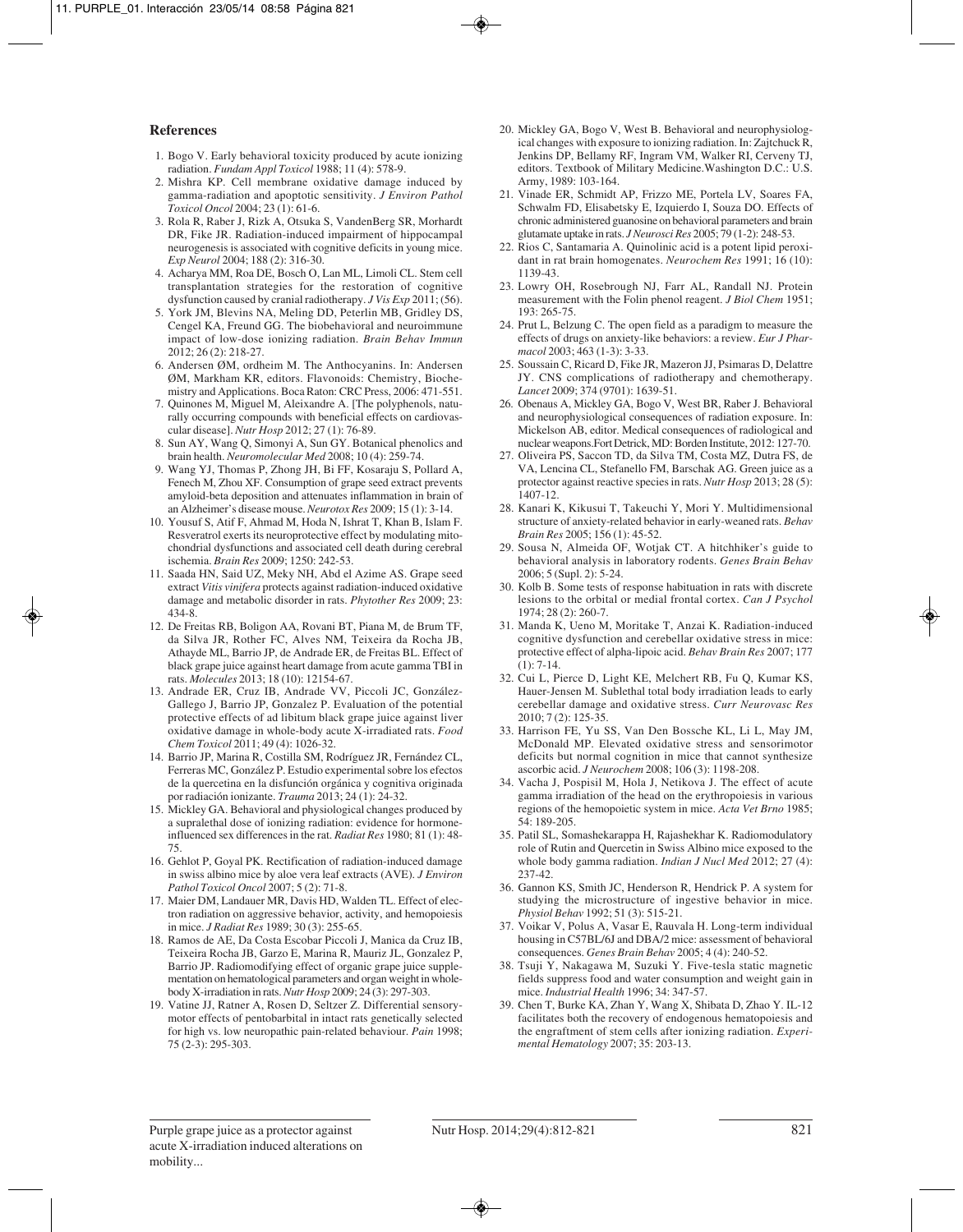## References

1. Bogo V. Early behavioral toxicity produced by acute ionizing radiation. *Fundam Appl Toxicol* 1988; 11 (4): 578-9.
2. Mishra KP. Cell membrane oxidative damage induced by gamma-radiation and apoptotic sensitivity. *J Environ Pathol Toxicol Oncol* 2004; 23 (1): 61-6.
3. Rola R, Raber J, Rizk A, Otsuka S, VandenBerg SR, Morhardt DR, Fike JR. Radiation-induced impairment of hippocampal neurogenesis is associated with cognitive deficits in young mice. *Exp Neurol* 2004; 188 (2): 316-30.
4. Acharya MM, Roa DE, Bosch O, Lan ML, Limoli CL. Stem cell transplantation strategies for the restoration of cognitive dysfunction caused by cranial radiotherapy. *J Vis Exp* 2011; (56).
5. York JM, Blevins NA, Meling DD, Peterlin MB, Gridley DS, Cengel KA, Freund GG. The biobehavioral and neuroimmune impact of low-dose ionizing radiation. *Brain Behav Immun* 2012; 26 (2): 218-27.
6. Andersen ØM, ordheim M. The Anthocyanins. In: Andersen ØM, Markham KR, editors. Flavonoids: Chemistry, Biochemistry and Applications. Boca Raton: CRC Press, 2006: 471-551.
7. Quinones M, Miguel M, Aleixandre A. [The polyphenols, naturally occurring compounds with beneficial effects on cardiovascular disease]. *Nutr Hosp* 2012; 27 (1): 76-89.
8. Sun AY, Wang Q, Simonyi A, Sun GY. Botanical phenolics and brain health. *Neuromolecular Med* 2008; 10 (4): 259-74.
9. Wang YJ, Thomas P, Zhong JH, Bi FF, Kosaraju S, Pollard A, Fenech M, Zhou XF. Consumption of grape seed extract prevents amyloid-beta deposition and attenuates inflammation in brain of an Alzheimer's disease mouse. *Neurotox Res* 2009; 15 (1): 3-14.
10. Yousuf S, Atif F, Ahmad M, Hoda N, Ishrat T, Khan B, Islam F. Resveratrol exerts its neuroprotective effect by modulating mitochondrial dysfunctions and associated cell death during cerebral ischemia. *Brain Res* 2009; 1250: 242-53.
11. Saada HN, Said UZ, Meky NH, Abd el Azime AS. Grape seed extract *Vitis vinifera* protects against radiation-induced oxidative damage and metabolic disorder in rats. *Phytother Res* 2009; 23: 434-8.
12. De Freitas RB, Boligon AA, Rovani BT, Piana M, de Brum TF, da Silva JR, Rother FC, Alves NM, Teixeira da Rocha JB, Athayde ML, Barrio JP, de Andrade ER, de Freitas BL. Effect of black grape juice against heart damage from acute gamma TBI in rats. *Molecules* 2013; 18 (10): 12154-67.
13. Andrade ER, Cruz IB, Andrade VV, Piccoli JC, González-Gallego J, Barrio JP, Gonzalez P. Evaluation of the potential protective effects of ad libitum black grape juice against liver oxidative damage in whole-body acute X-irradiated rats. *Food Chem Toxicol* 2011; 49 (4): 1026-32.
14. Barrio JP, Marina R, Costilla SM, Rodríguez JR, Fernández CL, Ferreras MC, González P. Estudio experimental sobre los efectos de la quercetina en la disfunción orgánica y cognitiva originada por radiación ionizante. *Trauma* 2013; 24 (1): 24-32.
15. Mickley GA. Behavioral and physiological changes produced by a supralethal dose of ionizing radiation: evidence for hormone-influenced sex differences in the rat. *Radiat Res* 1980; 81 (1): 48-75.
16. Gehlot P, Goyal PK. Rectification of radiation-induced damage in swiss albino mice by aloe vera leaf extracts (AVE). *J Environ Pathol Toxicol Oncol* 2007; 5 (2): 71-8.
17. Maier DM, Landauer MR, Davis HD, Walden TL. Effect of electron radiation on aggressive behavior, activity, and hemopoiesis in mice. *J Radiat Res* 1989; 30 (3): 255-65.
18. Ramos de AE, Da Costa Escobar Piccoli J, Manica da Cruz IB, Teixeira Rocha JB, Garzo E, Marina R, Mauriz JL, Gonzalez P, Barrio JP. Radiomodifying effect of organic grape juice supplementation on hematological parameters and organ weight in whole-body X-irradiation in rats. *Nutr Hosp* 2009; 24 (3): 297-303.
19. Vatine JJ, Ratner A, Rosen D, Seltzer Z. Differential sensory-motor effects of pentobarbital in intact rats genetically selected for high vs. low neuropathic pain-related behaviour. *Pain* 1998; 75 (2-3): 295-303.
20. Mickley GA, Bogo V, West B. Behavioral and neurophysiological changes with exposure to ionizing radiation. In: Zajtchuck R, Jenkins DP, Bellamy RF, Ingram VM, Walker RI, Cerveny TJ, editors. Textbook of Military Medicine.Washington D.C.: U.S. Army, 1989: 103-164.
21. Vinade ER, Schmidt AP, Frizzo ME, Portela LV, Soares FA, Schwalm FD, Elisabetsky E, Izquierdo I, Souza DO. Effects of chronic administered guanosine on behavioral parameters and brain glutamate uptake in rats. *J Neurosci Res* 2005; 79 (1-2): 248-53.
22. Rios C, Santamaria A. Quinolinic acid is a potent lipid peroxidant in rat brain homogenates. *Neurochem Res* 1991; 16 (10): 1139-43.
23. Lowry OH, Rosebrough NJ, Farr AL, Randall NJ. Protein measurement with the Folin phenol reagent. *J Biol Chem* 1951; 193: 265-75.
24. Prut L, Belzung C. The open field as a paradigm to measure the effects of drugs on anxiety-like behaviors: a review. *Eur J Pharmacol* 2003; 463 (1-3): 3-33.
25. Soussain C, Ricard D, Fike JR, Mazeron JJ, Psimaras D, Delattre JY. CNS complications of radiotherapy and chemotherapy. *Lancet* 2009; 374 (9701): 1639-51.
26. Obenaus A, Mickley GA, Bogo V, West BR, Raber J. Behavioral and neurophysiological consequences of radiation exposure. In: Mickelson AB, editor. Medical consequences of radiological and nuclear weapons.Fort Detrick, MD: Borden Institute, 2012: 127-70.
27. Oliveira PS, Saccon TD, da Silva TM, Costa MZ, Dutra FS, de VA, Lencina CL, Stefanello FM, Barschak AG. Green juice as a protector against reactive species in rats. *Nutr Hosp* 2013; 28 (5): 1407-12.
28. Kanari K, Kikusui T, Takeuchi Y, Mori Y. Multidimensional structure of anxiety-related behavior in early-weaned rats. *Behav Brain Res* 2005; 156 (1): 45-52.
29. Sousa N, Almeida OF, Wotjak CT. A hitchhiker's guide to behavioral analysis in laboratory rodents. *Genes Brain Behav* 2006; 5 (Supl. 2): 5-24.
30. Kolb B. Some tests of response habituation in rats with discrete lesions to the orbital or medial frontal cortex. *Can J Psychol* 1974; 28 (2): 260-7.
31. Manda K, Ueno M, Moritake T, Anzai K. Radiation-induced cognitive dysfunction and cerebellar oxidative stress in mice: protective effect of alpha-lipoic acid. *Behav Brain Res* 2007; 177 (1): 7-14.
32. Cui L, Pierce D, Light KE, Melchert RB, Fu Q, Kumar KS, Hauer-Jensen M. Sublethal total body irradiation leads to early cerebellar damage and oxidative stress. *Curr Neurovasc Res* 2010; 7 (2): 125-35.
33. Harrison FE, Yu SS, Van Den Bossche KL, Li L, May JM, McDonald MP. Elevated oxidative stress and sensorimotor deficits but normal cognition in mice that cannot synthesize ascorbic acid. *J Neurochem* 2008; 106 (3): 1198-208.
34. Vacha J, Pospisil M, Hola J, Netikova J. The effect of acute gamma irradiation of the head on the erythropoiesis in various regions of the hemopoietic system in mice. *Acta Vet Brno* 1985; 54: 189-205.
35. Patil SL, Somashekarappa H, Rajashekhar K. Radiomodulatory role of Rutin and Quercetin in Swiss Albino mice exposed to the whole body gamma radiation. *Indian J Nucl Med* 2012; 27 (4): 237-42.
36. Gannon KS, Smith JC, Henderson R, Hendrick P. A system for studying the microstructure of ingestive behavior in mice. *Physiol Behav* 1992; 51 (3): 515-21.
37. Voikar V, Polus A, Vasar E, Rauvala H. Long-term individual housing in C57BL/6J and DBA/2 mice: assessment of behavioral consequences. *Genes Brain Behav* 2005; 4 (4): 240-52.
38. Tsuji Y, Nakagawa M, Suzuki Y. Five-tesla static magnetic fields suppress food and water consumption and weight gain in mice. *Industrial Health* 1996; 34: 347-57.
39. Chen T, Burke KA, Zhan Y, Wang X, Shibata D, Zhao Y. IL-12 facilitates both the recovery of endogenous hematopoiesis and the engraftment of stem cells after ionizing radiation. *Experimental Hematology* 2007; 35: 203-13.